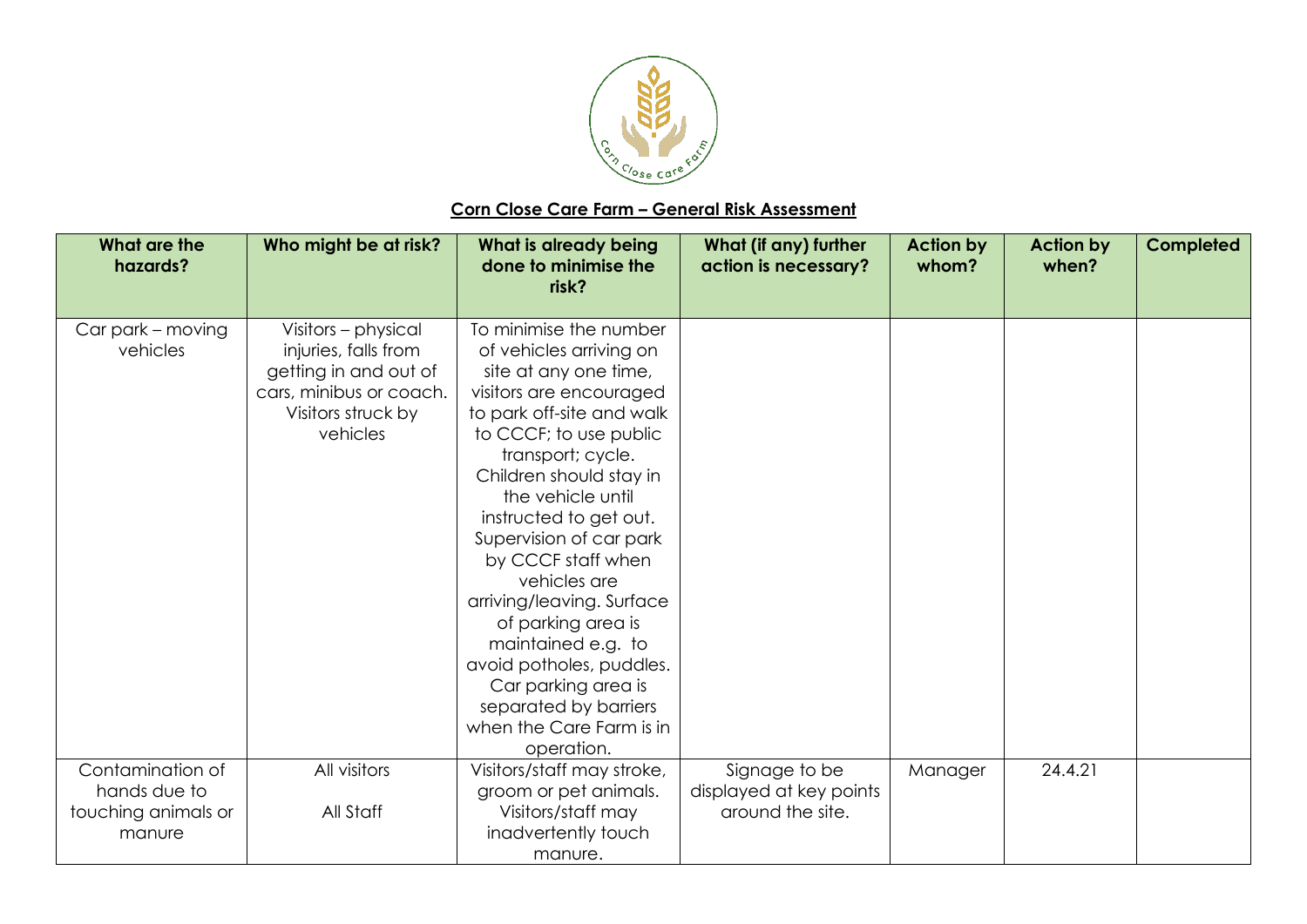## Corn Close Care Farm – General Risk Assessment

| What are the hazards? | Who might be at risk? | What is already being done to minimise the risk? | What (if any) further action is necessary? | Action by whom? | Action by when? | Completed |
|---|---|---|---|---|---|---|
| Car park – moving vehicles | Visitors – physical injuries, falls from getting in and out of cars, minibus or coach. Visitors struck by vehicles | To minimise the number of vehicles arriving on site at any one time, visitors are encouraged to park off-site and walk to CCCF; to use public transport; cycle. Children should stay in the vehicle until instructed to get out. Supervision of car park by CCCF staff when vehicles are arriving/leaving. Surface of parking area is maintained e.g. to avoid potholes, puddles. Car parking area is separated by barriers when the Care Farm is in operation. | | | | |
| Contamination of hands due to touching animals or manure | All visitors<br><br>All Staff | Visitors/staff may stroke, groom or pet animals. Visitors/staff may inadvertently touch manure. | Signage to be displayed at key points around the site. | Manager | 24.4.21 | |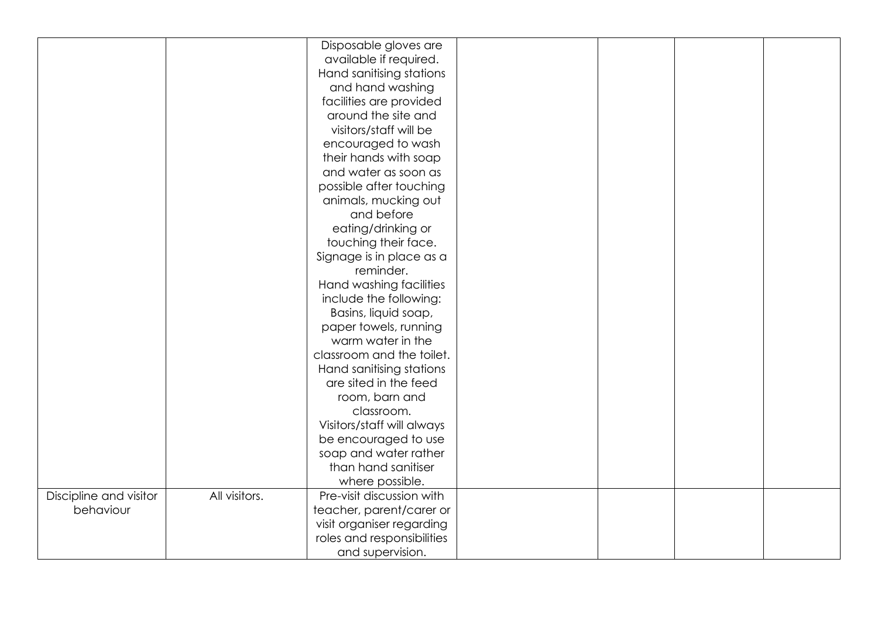| | | | | | | |
|---|---|---|---|---|---|---|
| | | Disposable gloves are available if required. Hand sanitising stations and hand washing facilities are provided around the site and visitors/staff will be encouraged to wash their hands with soap and water as soon as possible after touching animals, mucking out and before eating/drinking or touching their face. Signage is in place as a reminder. Hand washing facilities include the following: Basins, liquid soap, paper towels, running warm water in the classroom and the toilet. Hand sanitising stations are sited in the feed room, barn and classroom. Visitors/staff will always be encouraged to use soap and water rather than hand sanitiser where possible. | | | | |
| Discipline and visitor behaviour | All visitors. | Pre-visit discussion with teacher, parent/carer or visit organiser regarding roles and responsibilities and supervision. | | | | |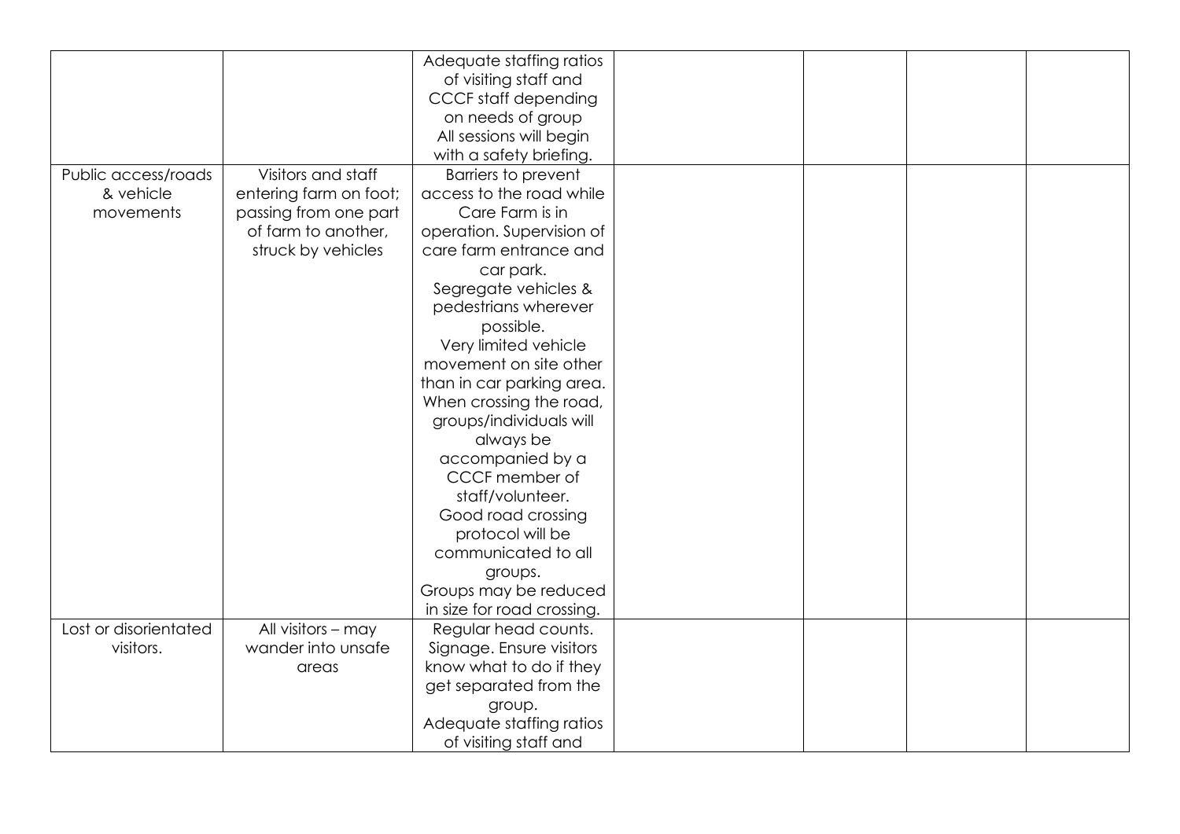| | | | | | | |
|---|---|---|---|---|---|---|
| | | Adequate staffing ratios of visiting staff and CCCF staff depending on needs of group All sessions will begin with a safety briefing. | | | | |
| Public access/roads & vehicle movements | Visitors and staff entering farm on foot; passing from one part of farm to another, struck by vehicles | Barriers to prevent access to the road while Care Farm is in operation. Supervision of care farm entrance and car park. Segregate vehicles & pedestrians wherever possible. Very limited vehicle movement on site other than in car parking area. When crossing the road, groups/individuals will always be accompanied by a CCCF member of staff/volunteer. Good road crossing protocol will be communicated to all groups. Groups may be reduced in size for road crossing. | | | | |
| Lost or disorientated visitors. | All visitors – may wander into unsafe areas | Regular head counts. Signage. Ensure visitors know what to do if they get separated from the group. Adequate staffing ratios of visiting staff and | | | | |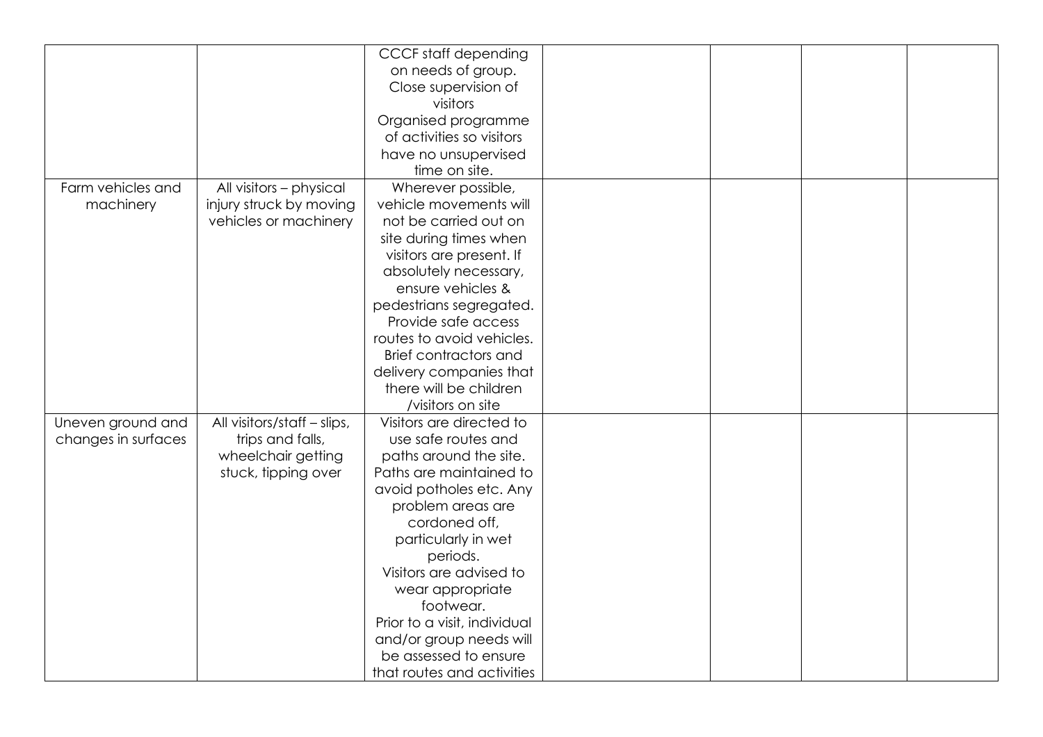| | | | | | | |
|---|---|---|---|---|---|---|
| | | CCCF staff depending on needs of group. Close supervision of visitors Organised programme of activities so visitors have no unsupervised time on site. | | | | |
| Farm vehicles and machinery | All visitors – physical injury struck by moving vehicles or machinery | Wherever possible, vehicle movements will not be carried out on site during times when visitors are present. If absolutely necessary, ensure vehicles & pedestrians segregated. Provide safe access routes to avoid vehicles. Brief contractors and delivery companies that there will be children /visitors on site | | | | |
| Uneven ground and changes in surfaces | All visitors/staff – slips, trips and falls, wheelchair getting stuck, tipping over | Visitors are directed to use safe routes and paths around the site. Paths are maintained to avoid potholes etc. Any problem areas are cordoned off, particularly in wet periods. Visitors are advised to wear appropriate footwear. Prior to a visit, individual and/or group needs will be assessed to ensure that routes and activities | | | | |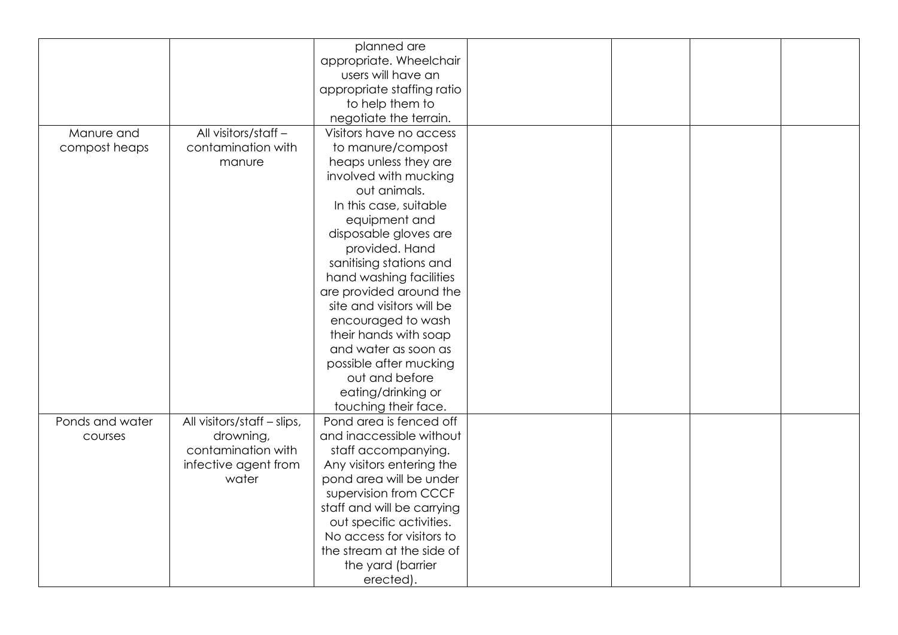| | | | | | | |
|---|---|---|---|---|---|---|
| | | planned are appropriate. Wheelchair users will have an appropriate staffing ratio to help them to negotiate the terrain. | | | | |
| Manure and compost heaps | All visitors/staff – contamination with manure | Visitors have no access to manure/compost heaps unless they are involved with mucking out animals. In this case, suitable equipment and disposable gloves are provided. Hand sanitising stations and hand washing facilities are provided around the site and visitors will be encouraged to wash their hands with soap and water as soon as possible after mucking out and before eating/drinking or touching their face. | | | | |
| Ponds and water courses | All visitors/staff – slips, drowning, contamination with infective agent from water | Pond area is fenced off and inaccessible without staff accompanying. Any visitors entering the pond area will be under supervision from CCCF staff and will be carrying out specific activities. No access for visitors to the stream at the side of the yard (barrier erected). | | | | |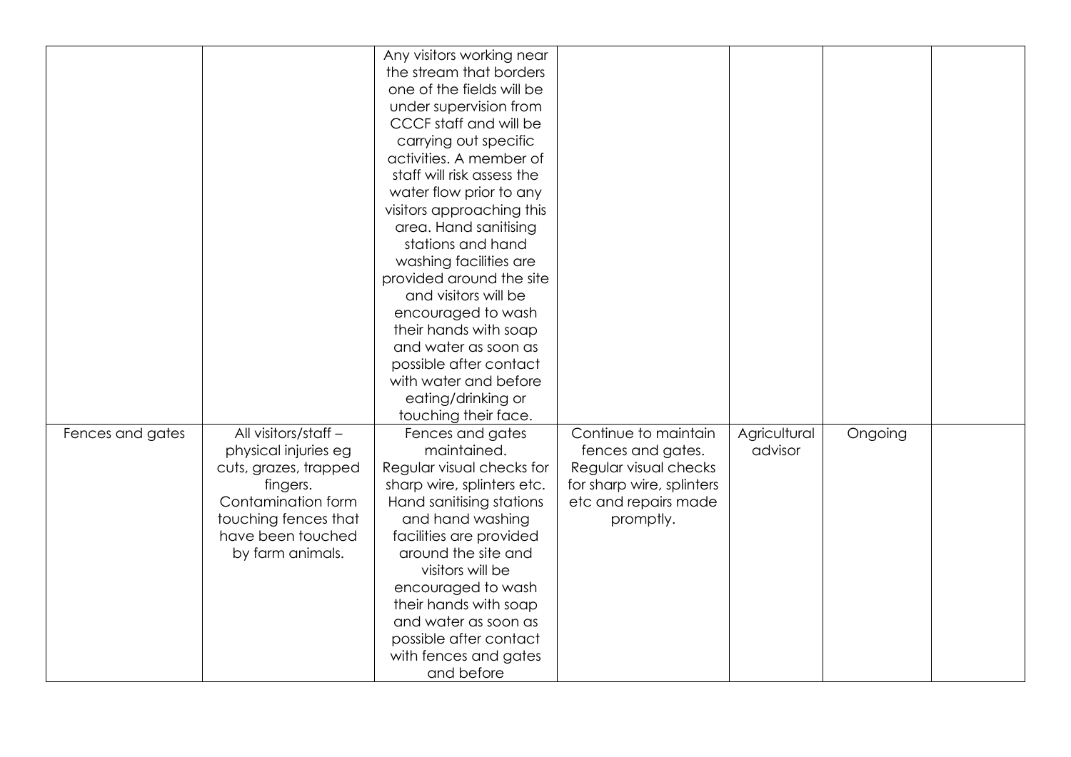| | | | | | | |
|---|---|---|---|---|---|---|
| | | Any visitors working near the stream that borders one of the fields will be under supervision from CCCF staff and will be carrying out specific activities. A member of staff will risk assess the water flow prior to any visitors approaching this area. Hand sanitising stations and hand washing facilities are provided around the site and visitors will be encouraged to wash their hands with soap and water as soon as possible after contact with water and before eating/drinking or touching their face. | | | | |
| Fences and gates | All visitors/staff – physical injuries eg cuts, grazes, trapped fingers. Contamination form touching fences that have been touched by farm animals. | Fences and gates maintained. Regular visual checks for sharp wire, splinters etc. Hand sanitising stations and hand washing facilities are provided around the site and visitors will be encouraged to wash their hands with soap and water as soon as possible after contact with fences and gates and before | Continue to maintain fences and gates. Regular visual checks for sharp wire, splinters etc and repairs made promptly. | Agricultural advisor | Ongoing | |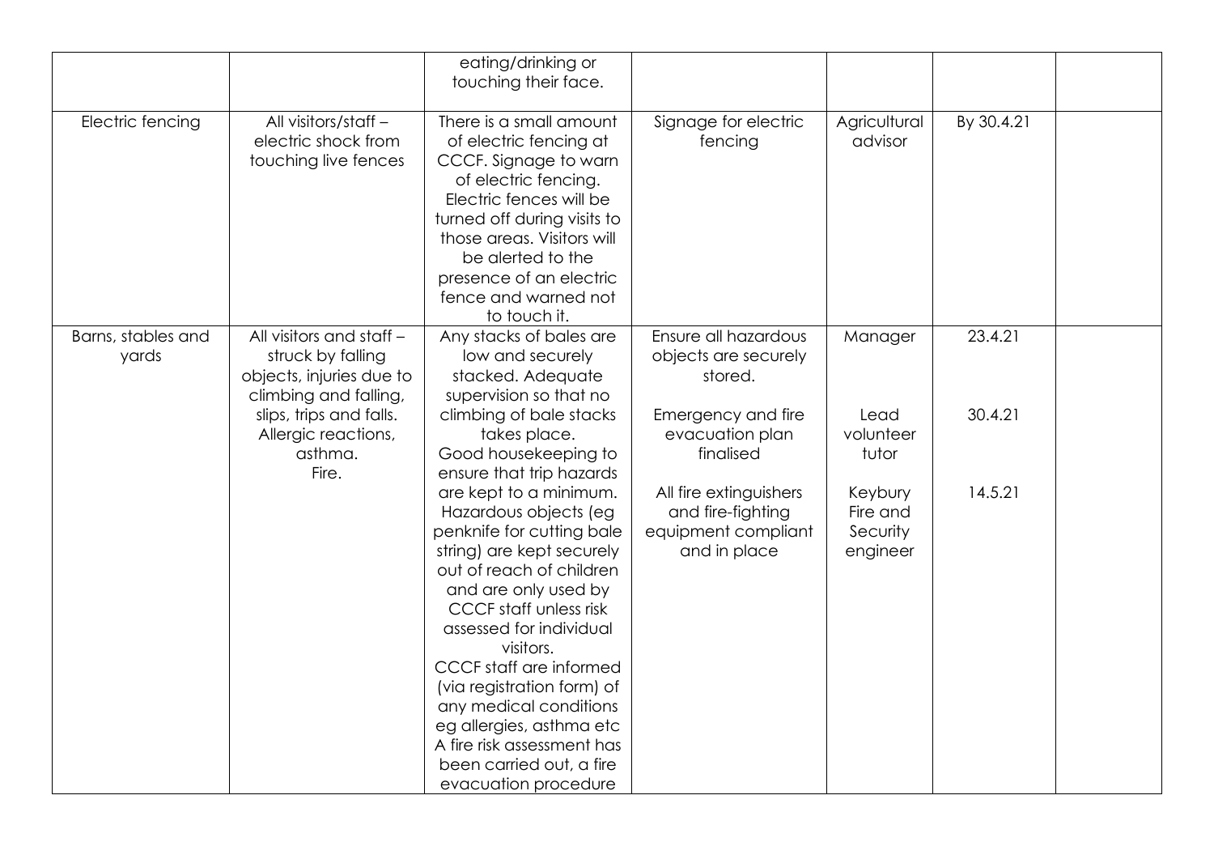| | | | | | | |
|---|---|---|---|---|---|---|
| | | eating/drinking or touching their face. | | | | |
| Electric fencing | All visitors/staff – electric shock from touching live fences | There is a small amount of electric fencing at CCCF. Signage to warn of electric fencing. Electric fences will be turned off during visits to those areas. Visitors will be alerted to the presence of an electric fence and warned not to touch it. | Signage for electric fencing | Agricultural advisor | By 30.4.21 | |
| Barns, stables and yards | All visitors and staff – struck by falling objects, injuries due to climbing and falling, slips, trips and falls. Allergic reactions, asthma. Fire. | Any stacks of bales are low and securely stacked. Adequate supervision so that no climbing of bale stacks takes place. Good housekeeping to ensure that trip hazards are kept to a minimum. Hazardous objects (eg penknife for cutting bale string) are kept securely out of reach of children and are only used by CCCF staff unless risk assessed for individual visitors. CCCF staff are informed (via registration form) of any medical conditions eg allergies, asthma etc A fire risk assessment has been carried out, a fire evacuation procedure | Ensure all hazardous objects are securely stored.<br><br>Emergency and fire evacuation plan finalised<br><br>All fire extinguishers and fire-fighting equipment compliant and in place | Manager<br><br>Lead volunteer tutor<br><br>Keybury Fire and Security engineer | 23.4.21<br><br>30.4.21<br><br>14.5.21 | |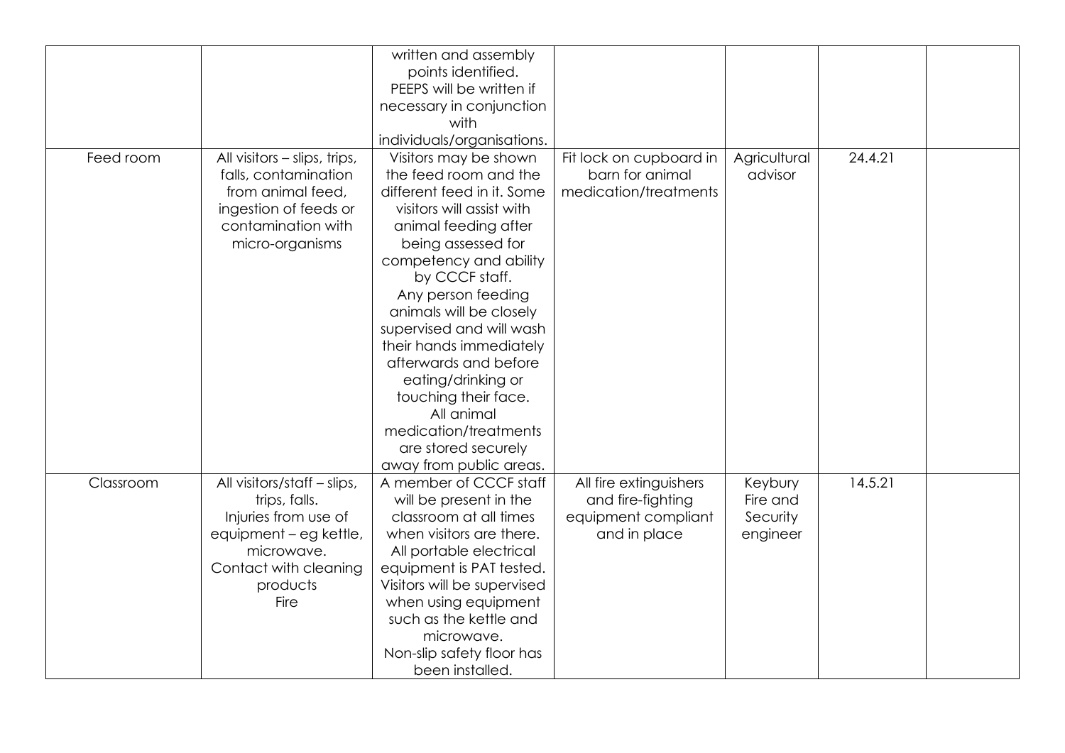| | | | | | | |
|---|---|---|---|---|---|---|
| | | written and assembly points identified. PEEPS will be written if necessary in conjunction with individuals/organisations. | | | | |
| Feed room | All visitors – slips, trips, falls, contamination from animal feed, ingestion of feeds or contamination with micro-organisms | Visitors may be shown the feed room and the different feed in it. Some visitors will assist with animal feeding after being assessed for competency and ability by CCCF staff. Any person feeding animals will be closely supervised and will wash their hands immediately afterwards and before eating/drinking or touching their face. All animal medication/treatments are stored securely away from public areas. | Fit lock on cupboard in barn for animal medication/treatments | Agricultural advisor | 24.4.21 | |
| Classroom | All visitors/staff – slips, trips, falls. Injuries from use of equipment – eg kettle, microwave. Contact with cleaning products Fire | A member of CCCF staff will be present in the classroom at all times when visitors are there. All portable electrical equipment is PAT tested. Visitors will be supervised when using equipment such as the kettle and microwave. Non-slip safety floor has been installed. | All fire extinguishers and fire-fighting equipment compliant and in place | Keybury Fire and Security engineer | 14.5.21 | |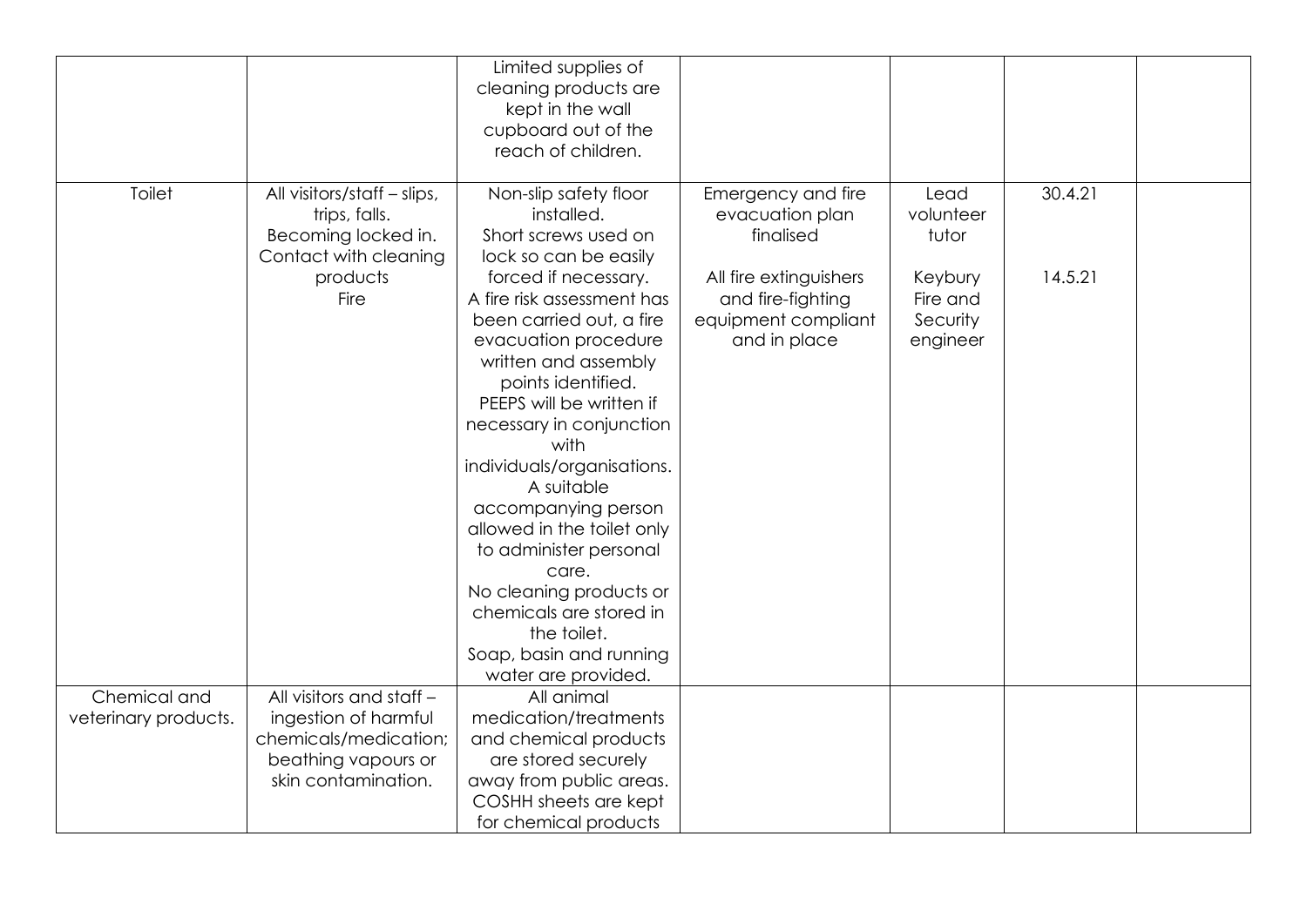| | | | | | | |
|---|---|---|---|---|---|---|
| | | Limited supplies of cleaning products are kept in the wall cupboard out of the reach of children. | | | | |
| Toilet | All visitors/staff – slips, trips, falls.<br>Becoming locked in.<br>Contact with cleaning products<br>Fire | Non-slip safety floor installed.<br>Short screws used on lock so can be easily forced if necessary.<br>A fire risk assessment has been carried out, a fire evacuation procedure written and assembly points identified.<br>PEEPS will be written if necessary in conjunction with individuals/organisations.<br>A suitable accompanying person allowed in the toilet only to administer personal care.<br>No cleaning products or chemicals are stored in the toilet.<br>Soap, basin and running water are provided. | Emergency and fire evacuation plan finalised<br><br>All fire extinguishers and fire-fighting equipment compliant and in place | Lead volunteer tutor<br><br>Keybury Fire and Security engineer | 30.4.21<br><br>14.5.21 | |
| Chemical and veterinary products. | All visitors and staff – ingestion of harmful chemicals/medication; beathing vapours or skin contamination. | All animal medication/treatments and chemical products are stored securely away from public areas.<br>COSHH sheets are kept for chemical products | | | | |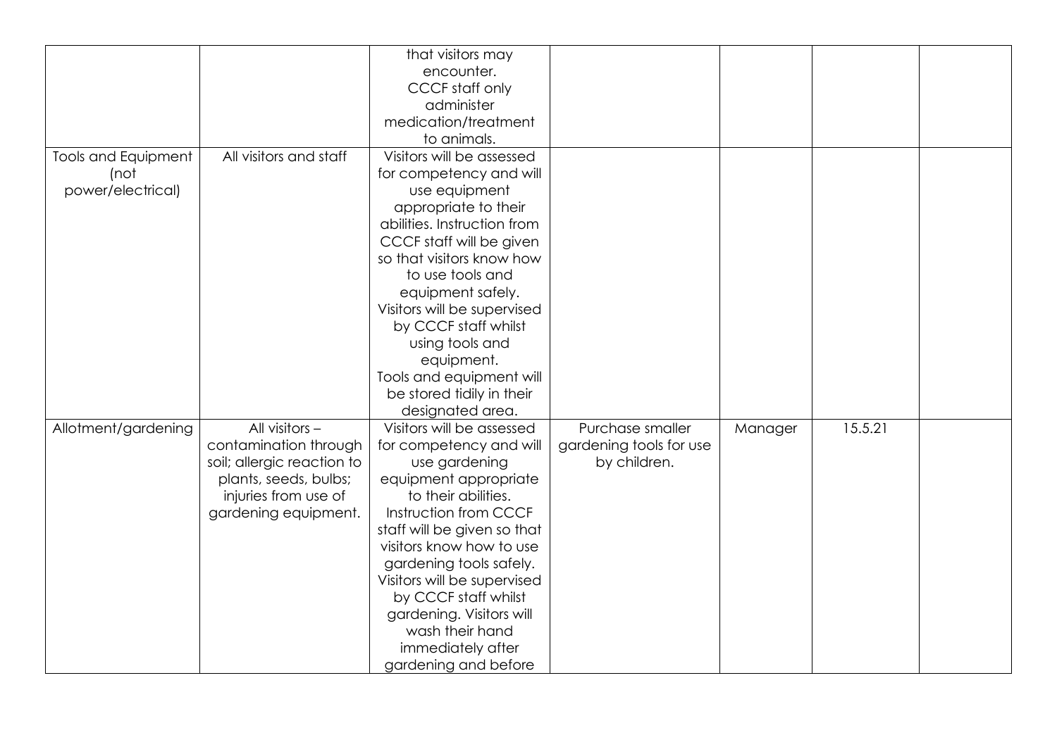| | | | | | | |
|---|---|---|---|---|---|---|
| | | that visitors may encounter. CCCF staff only administer medication/treatment to animals. | | | | |
| Tools and Equipment (not power/electrical) | All visitors and staff | Visitors will be assessed for competency and will use equipment appropriate to their abilities. Instruction from CCCF staff will be given so that visitors know how to use tools and equipment safely. Visitors will be supervised by CCCF staff whilst using tools and equipment. Tools and equipment will be stored tidily in their designated area. | | | | |
| Allotment/gardening | All visitors – contamination through soil; allergic reaction to plants, seeds, bulbs; injuries from use of gardening equipment. | Visitors will be assessed for competency and will use gardening equipment appropriate to their abilities. Instruction from CCCF staff will be given so that visitors know how to use gardening tools safely. Visitors will be supervised by CCCF staff whilst gardening. Visitors will wash their hand immediately after gardening and before | Purchase smaller gardening tools for use by children. | Manager | 15.5.21 | |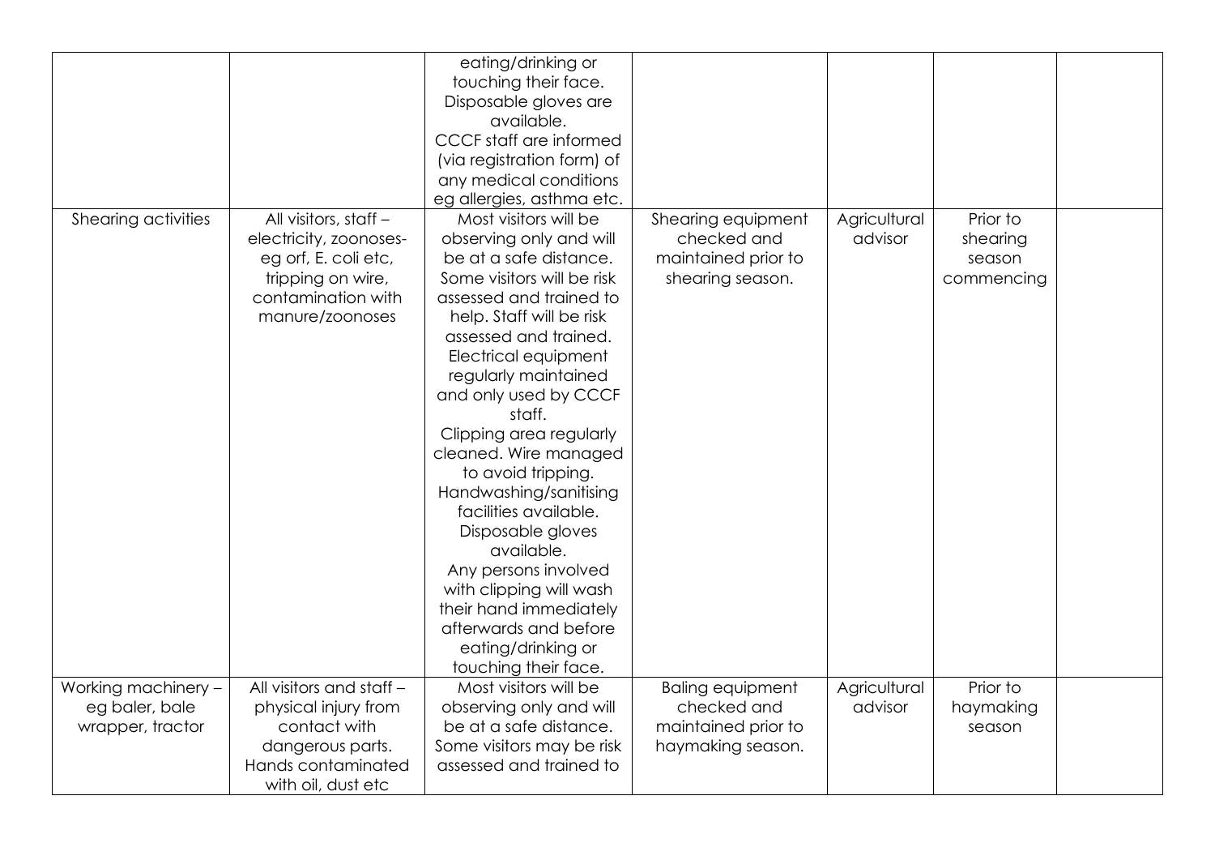| | | | | | | |
|---|---|---|---|---|---|---|
| | | eating/drinking or touching their face. Disposable gloves are available. CCCF staff are informed (via registration form) of any medical conditions eg allergies, asthma etc. | | | | |
| Shearing activities | All visitors, staff – electricity, zoonoses- eg orf, E. coli etc, tripping on wire, contamination with manure/zoonoses | Most visitors will be observing only and will be at a safe distance. Some visitors will be risk assessed and trained to help. Staff will be risk assessed and trained. Electrical equipment regularly maintained and only used by CCCF staff. Clipping area regularly cleaned. Wire managed to avoid tripping. Handwashing/sanitising facilities available. Disposable gloves available. Any persons involved with clipping will wash their hand immediately afterwards and before eating/drinking or touching their face. | Shearing equipment checked and maintained prior to shearing season. | Agricultural advisor | Prior to shearing season commencing | |
| Working machinery – eg baler, bale wrapper, tractor | All visitors and staff – physical injury from contact with dangerous parts. Hands contaminated with oil, dust etc | Most visitors will be observing only and will be at a safe distance. Some visitors may be risk assessed and trained to | Baling equipment checked and maintained prior to haymaking season. | Agricultural advisor | Prior to haymaking season | |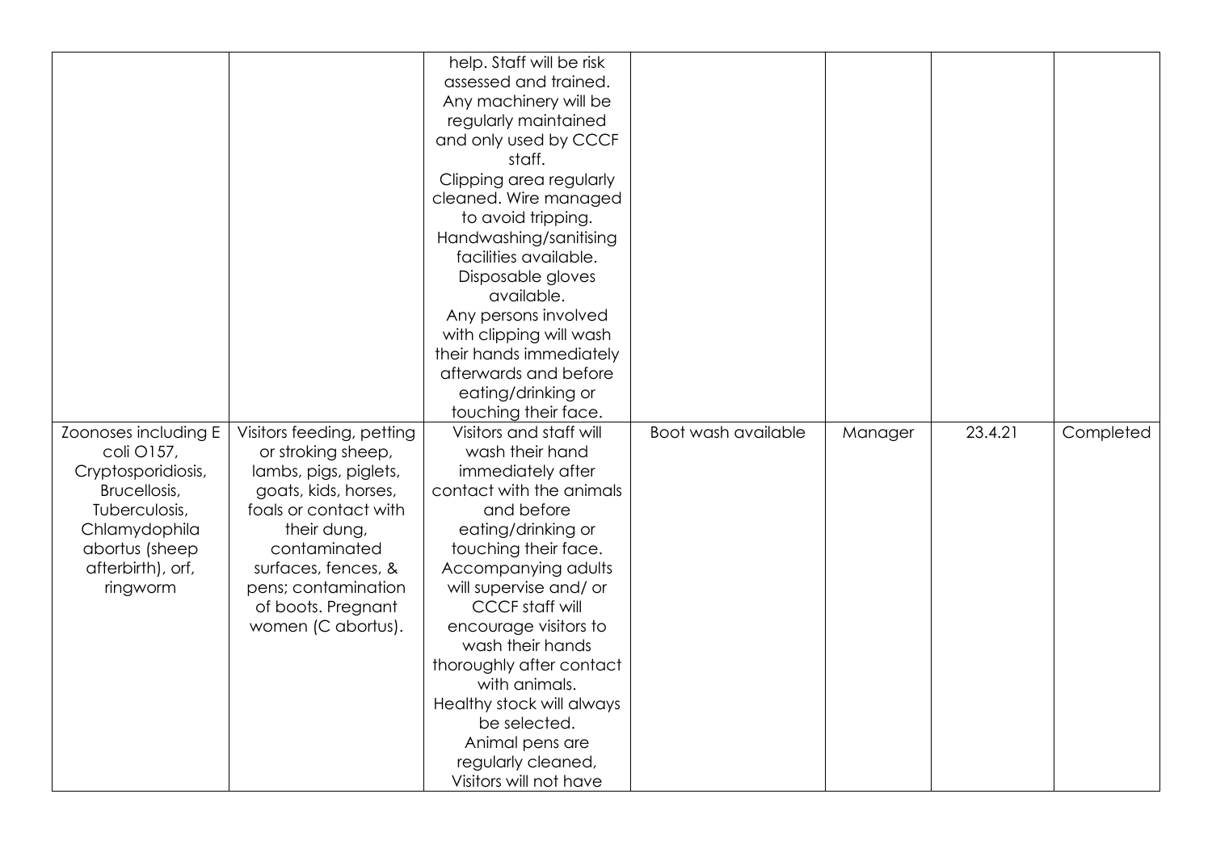| | | | | | | |
|---|---|---|---|---|---|---|
| | | help. Staff will be risk assessed and trained. Any machinery will be regularly maintained and only used by CCCF staff. Clipping area regularly cleaned. Wire managed to avoid tripping. Handwashing/sanitising facilities available. Disposable gloves available. Any persons involved with clipping will wash their hands immediately afterwards and before eating/drinking or touching their face. | | | | |
| Zoonoses including E coli O157, Cryptosporidiosis, Brucellosis, Tuberculosis, Chlamydophila abortus (sheep afterbirth), orf, ringworm | Visitors feeding, petting or stroking sheep, lambs, pigs, piglets, goats, kids, horses, foals or contact with their dung, contaminated surfaces, fences, & pens; contamination of boots. Pregnant women (C abortus). | Visitors and staff will wash their hand immediately after contact with the animals and before eating/drinking or touching their face. Accompanying adults will supervise and/ or CCCF staff will encourage visitors to wash their hands thoroughly after contact with animals. Healthy stock will always be selected. Animal pens are regularly cleaned, Visitors will not have | Boot wash available | Manager | 23.4.21 | Completed |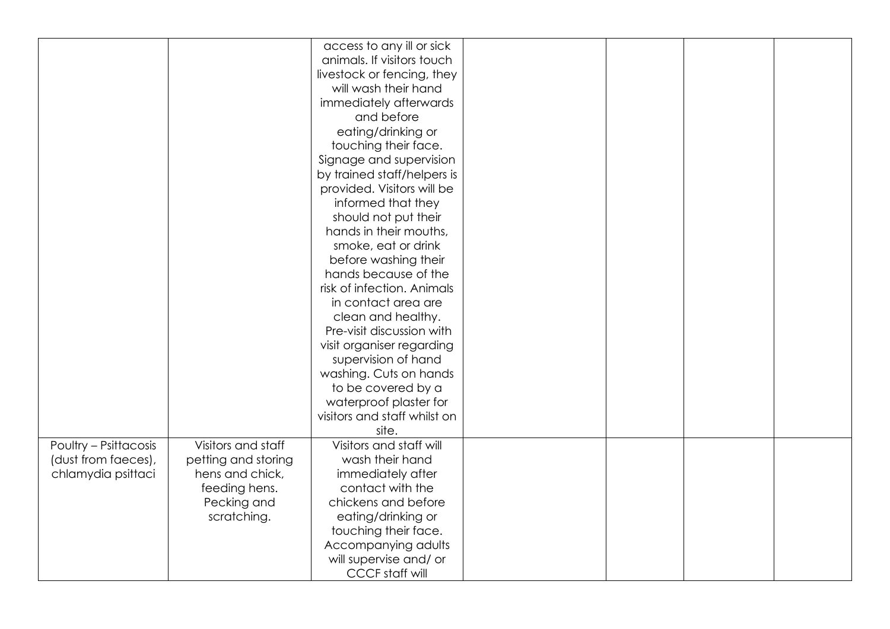| | | | | | | |
|---|---|---|---|---|---|---|
| | | access to any ill or sick animals. If visitors touch livestock or fencing, they will wash their hand immediately afterwards and before eating/drinking or touching their face. Signage and supervision by trained staff/helpers is provided. Visitors will be informed that they should not put their hands in their mouths, smoke, eat or drink before washing their hands because of the risk of infection. Animals in contact area are clean and healthy. Pre-visit discussion with visit organiser regarding supervision of hand washing. Cuts on hands to be covered by a waterproof plaster for visitors and staff whilst on site. | | | | |
| Poultry – Psittacosis (dust from faeces), chlamydia psittaci | Visitors and staff petting and storing hens and chick, feeding hens. Pecking and scratching. | Visitors and staff will wash their hand immediately after contact with the chickens and before eating/drinking or touching their face. Accompanying adults will supervise and/ or CCCF staff will | | | | |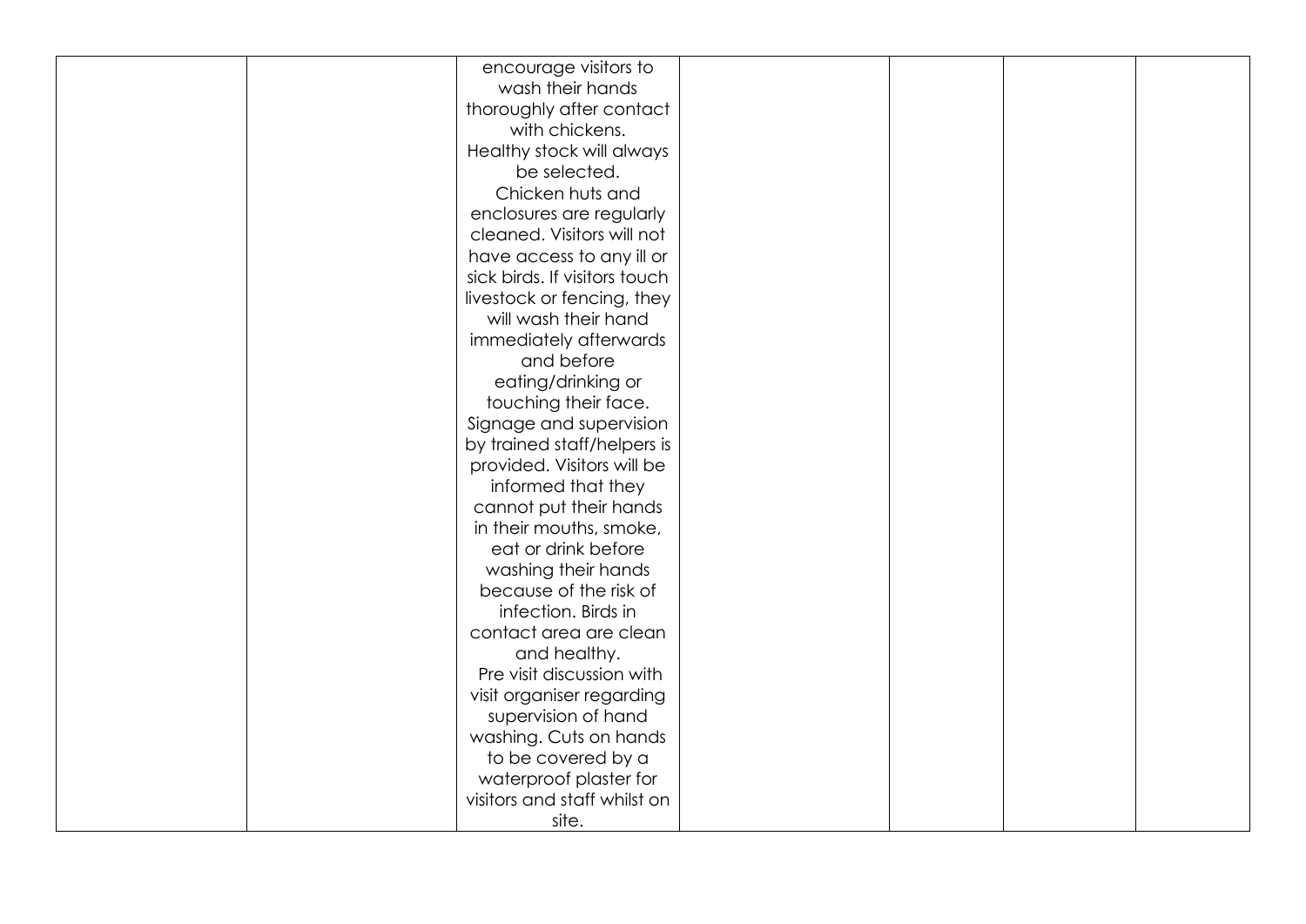| | | | | | | |
|---|---|---|---|---|---|---|
| | | encourage visitors to wash their hands thoroughly after contact with chickens. Healthy stock will always be selected. Chicken huts and enclosures are regularly cleaned. Visitors will not have access to any ill or sick birds. If visitors touch livestock or fencing, they will wash their hand immediately afterwards and before eating/drinking or touching their face. Signage and supervision by trained staff/helpers is provided. Visitors will be informed that they cannot put their hands in their mouths, smoke, eat or drink before washing their hands because of the risk of infection. Birds in contact area are clean and healthy. Pre visit discussion with visit organiser regarding supervision of hand washing. Cuts on hands to be covered by a waterproof plaster for visitors and staff whilst on site. | | | | |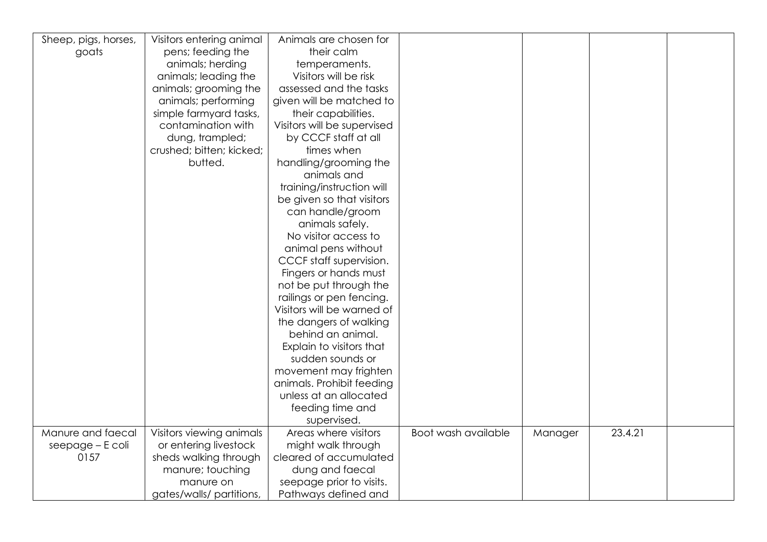| | | | | | | |
|---|---|---|---|---|---|---|
| Sheep, pigs, horses, goats | Visitors entering animal pens; feeding the animals; herding animals; leading the animals; grooming the animals; performing simple farmyard tasks, contamination with dung, trampled; crushed; bitten; kicked; butted. | Animals are chosen for their calm temperaments. Visitors will be risk assessed and the tasks given will be matched to their capabilities. Visitors will be supervised by CCCF staff at all times when handling/grooming the animals and training/instruction will be given so that visitors can handle/groom animals safely. No visitor access to animal pens without CCCF staff supervision. Fingers or hands must not be put through the railings or pen fencing. Visitors will be warned of the dangers of walking behind an animal. Explain to visitors that sudden sounds or movement may frighten animals. Prohibit feeding unless at an allocated feeding time and supervised. | | | | |
| Manure and faecal seepage – E coli 0157 | Visitors viewing animals or entering livestock sheds walking through manure; touching manure on gates/walls/ partitions, | Areas where visitors might walk through cleared of accumulated dung and faecal seepage prior to visits. Pathways defined and | Boot wash available | Manager | 23.4.21 | |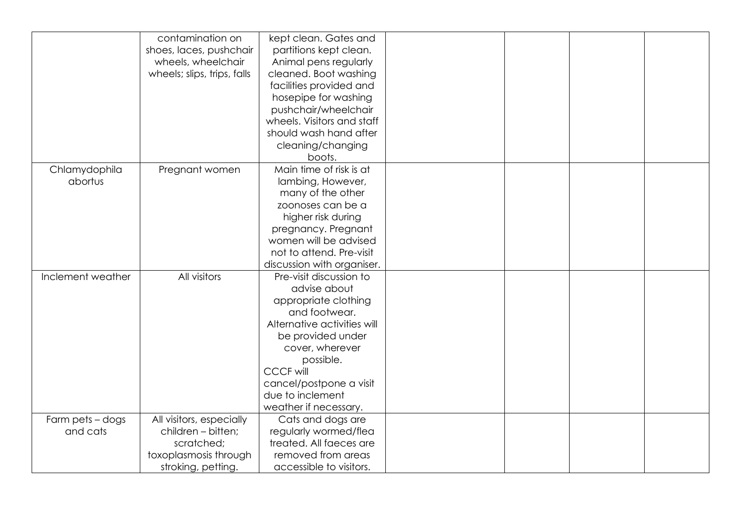| | | | | | | |
|---|---|---|---|---|---|---|
| | contamination on shoes, laces, pushchair wheels, wheelchair wheels; slips, trips, falls | kept clean. Gates and partitions kept clean. Animal pens regularly cleaned. Boot washing facilities provided and hosepipe for washing pushchair/wheelchair wheels. Visitors and staff should wash hand after cleaning/changing boots. | | | | |
| Chlamydophila abortus | Pregnant women | Main time of risk is at lambing, However, many of the other zoonoses can be a higher risk during pregnancy. Pregnant women will be advised not to attend. Pre-visit discussion with organiser. | | | | |
| Inclement weather | All visitors | Pre-visit discussion to advise about appropriate clothing and footwear. Alternative activities will be provided under cover, wherever possible. CCCF will cancel/postpone a visit due to inclement weather if necessary. | | | | |
| Farm pets – dogs and cats | All visitors, especially children – bitten; scratched; toxoplasmosis through stroking, petting. | Cats and dogs are regularly wormed/flea treated. All faeces are removed from areas accessible to visitors. | | | | |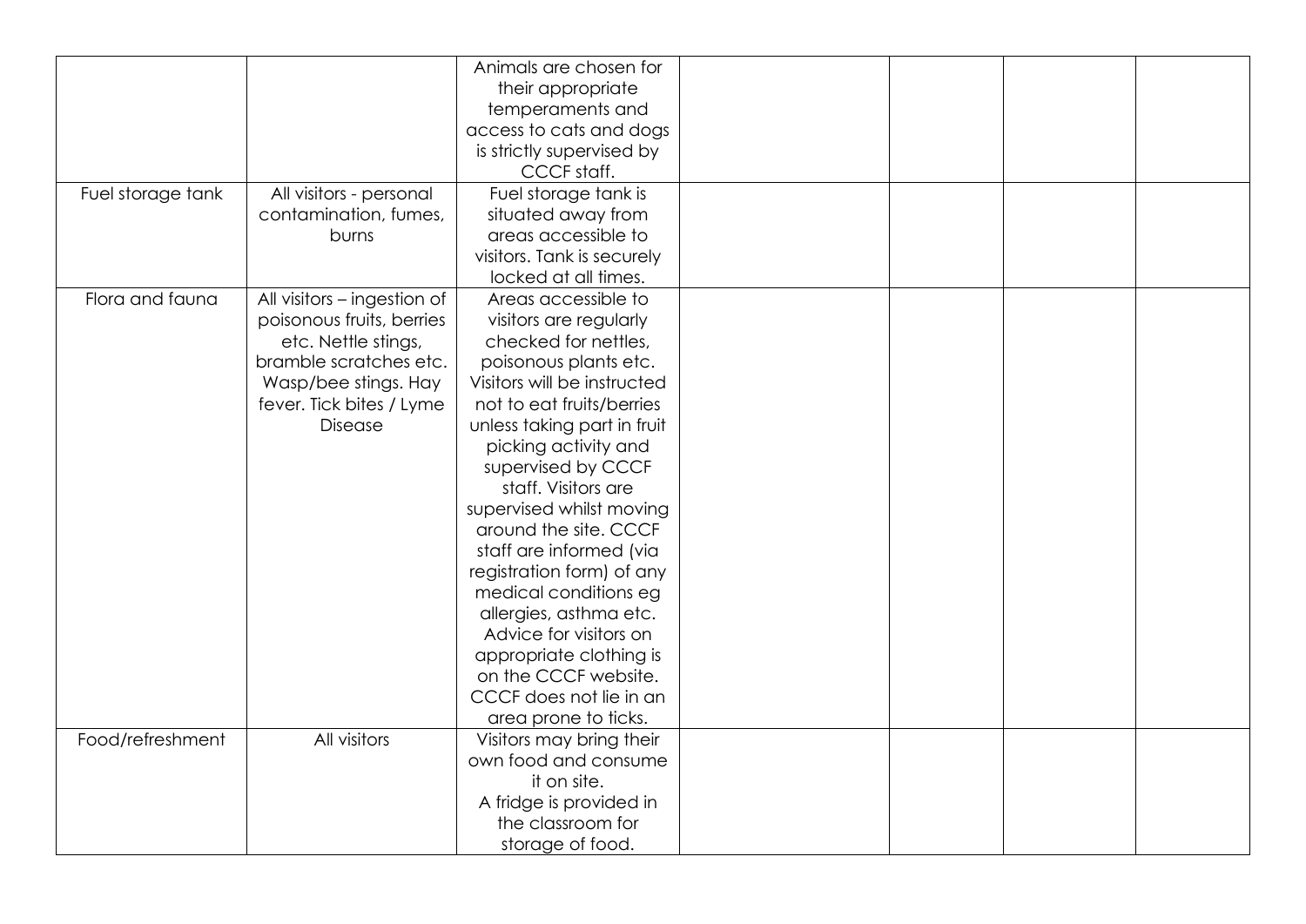| | | | | | | |
|---|---|---|---|---|---|---|
| | | Animals are chosen for their appropriate temperaments and access to cats and dogs is strictly supervised by CCCF staff. | | | | |
| Fuel storage tank | All visitors - personal contamination, fumes, burns | Fuel storage tank is situated away from areas accessible to visitors. Tank is securely locked at all times. | | | | |
| Flora and fauna | All visitors – ingestion of poisonous fruits, berries etc. Nettle stings, bramble scratches etc. Wasp/bee stings. Hay fever. Tick bites / Lyme Disease | Areas accessible to visitors are regularly checked for nettles, poisonous plants etc. Visitors will be instructed not to eat fruits/berries unless taking part in fruit picking activity and supervised by CCCF staff. Visitors are supervised whilst moving around the site. CCCF staff are informed (via registration form) of any medical conditions eg allergies, asthma etc. Advice for visitors on appropriate clothing is on the CCCF website. CCCF does not lie in an area prone to ticks. | | | | |
| Food/refreshment | All visitors | Visitors may bring their own food and consume it on site. A fridge is provided in the classroom for storage of food. | | | | |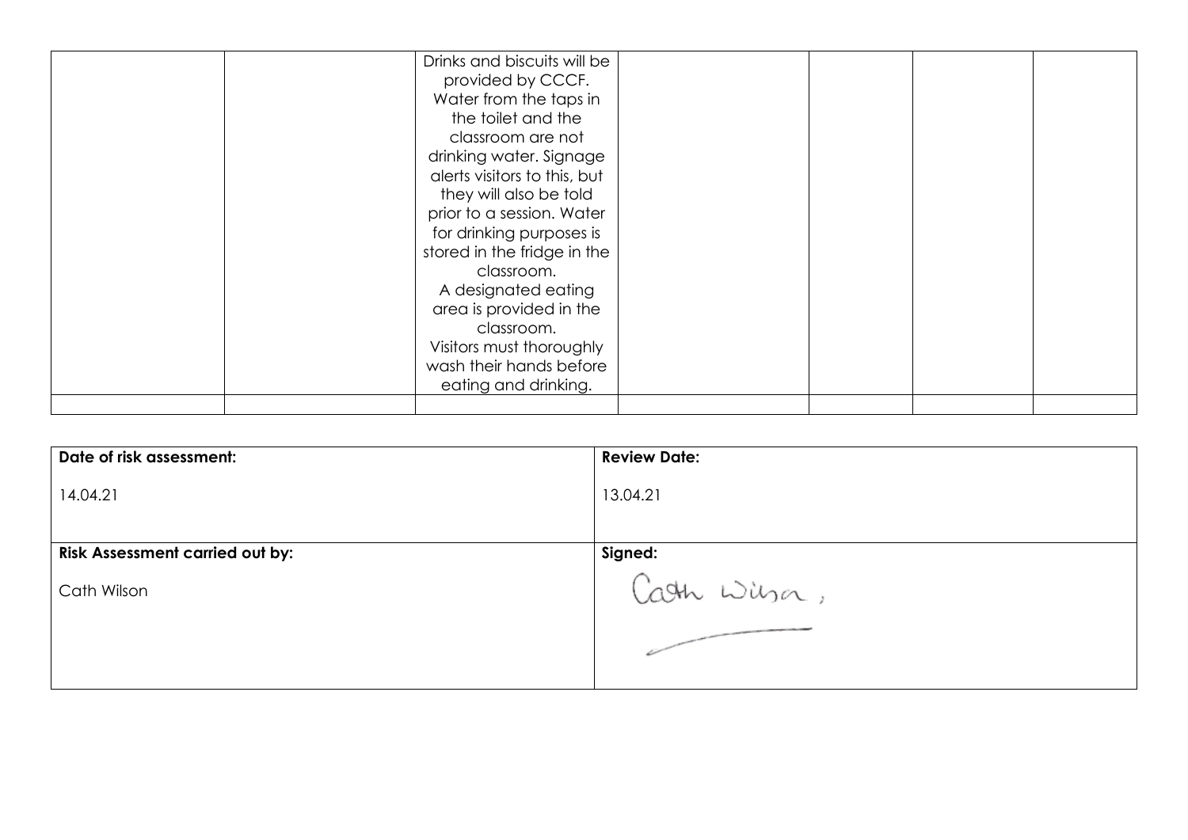| | | | | | | |
|---|---|---|---|---|---|---|
| | | Drinks and biscuits will be provided by CCCF. Water from the taps in the toilet and the classroom are not drinking water. Signage alerts visitors to this, but they will also be told prior to a session. Water for drinking purposes is stored in the fridge in the classroom. A designated eating area is provided in the classroom. Visitors must thoroughly wash their hands before eating and drinking. | | | | |
| | | | | | | |

| | |
|---|---|
| **Date of risk assessment:**<br><br>14.04.21 | **Review Date:**<br><br>13.04.21 |
| **Risk Assessment carried out by:**<br><br>Cath Wilson | **Signed:**<br><br>Cath Wilson, |